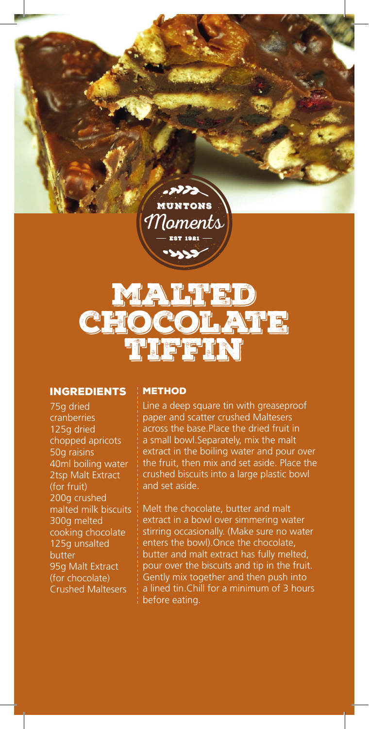Muntons Moments

EST 1921

# Malted Chocolate Tiffin

## Ingredients

75g dried cranberries
125g dried chopped apricots
50g raisins
40ml boiling water
2tsp Malt Extract (for fruit)
200g crushed malted milk biscuits
300g melted cooking chocolate
125g unsalted butter
95g Malt Extract (for chocolate)
Crushed Maltesers

## Method

Line a deep square tin with greaseproof paper and scatter crushed Maltesers across the base.Place the dried fruit in a small bowl.Separately, mix the malt extract in the boiling water and pour over the fruit, then mix and set aside. Place the crushed biscuits into a large plastic bowl and set aside.

Melt the chocolate, butter and malt extract in a bowl over simmering water stirring occasionally. (Make sure no water enters the bowl).Once the chocolate, butter and malt extract has fully melted, pour over the biscuits and tip in the fruit. Gently mix together and then push into a lined tin.Chill for a minimum of 3 hours before eating.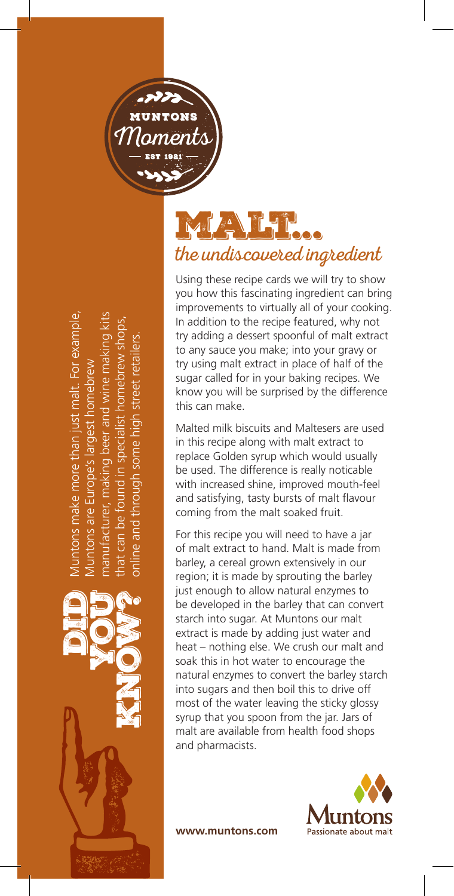MUNTONS Moments
EST 1921

# MALT...

## the undiscovered ingredient

Using these recipe cards we will try to show you how this fascinating ingredient can bring improvements to virtually all of your cooking. In addition to the recipe featured, why not try adding a dessert spoonful of malt extract to any sauce you make; into your gravy or try using malt extract in place of half of the sugar called for in your baking recipes. We know you will be surprised by the difference this can make.

Malted milk biscuits and Maltesers are used in this recipe along with malt extract to replace Golden syrup which would usually be used. The difference is really noticable with increased shine, improved mouth-feel and satisfying, tasty bursts of malt flavour coming from the malt soaked fruit.

For this recipe you will need to have a jar of malt extract to hand. Malt is made from barley, a cereal grown extensively in our region; it is made by sprouting the barley just enough to allow natural enzymes to be developed in the barley that can convert starch into sugar. At Muntons our malt extract is made by adding just water and heat – nothing else. We crush our malt and soak this in hot water to encourage the natural enzymes to convert the barley starch into sugars and then boil this to drive off most of the water leaving the sticky glossy syrup that you spoon from the jar. Jars of malt are available from health food shops and pharmacists.

## DID YOU KNOW?

Muntons make more than just malt. For example, Muntons are Europe's largest homebrew manufacturer, making beer and wine making kits that can be found in specialist homebrew shops, online and through some high street retailers.

**www.muntons.com**

Muntons
Passionate about malt